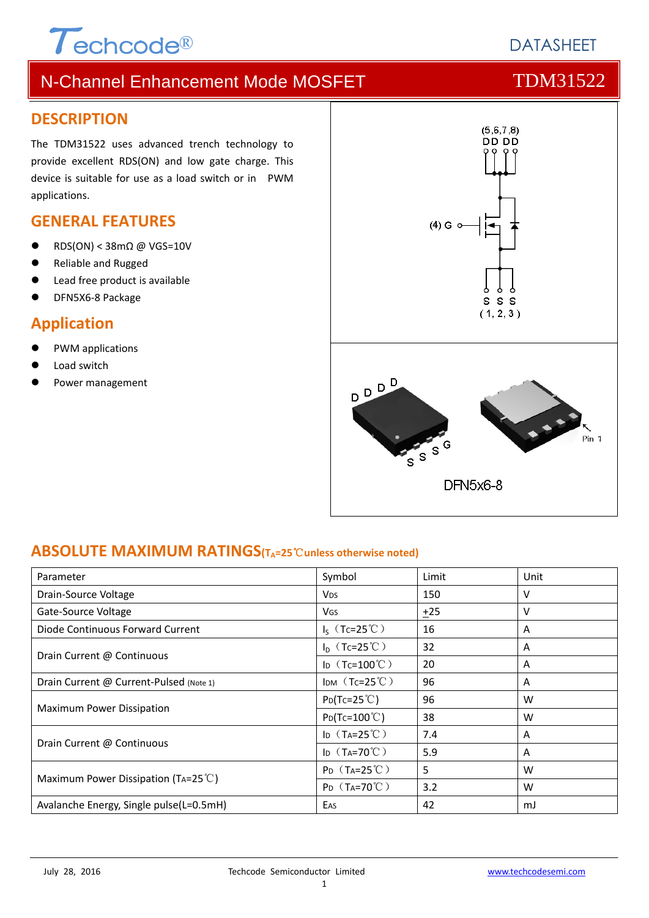Techcode®

DATASHEET

# N-Channel Enhancement Mode MOSFET TDM31522

## DESCRIPTION

The TDM31522 uses advanced trench technology to provide excellent RDS(ON) and low gate charge. This device is suitable for use as a load switch or in PWM applications.

## GENERAL FEATURES

- RDS(ON) < 38mΩ @ VGS=10V
- Reliable and Rugged
- Lead free product is available
- DFN5X6-8 Package

## Application

- PWM applications
- Load switch
- Power management

(5,6,7,8)
DD DD

(4) G

S S S
( 1, 2, 3 )

D D D D

S S S G

Pin 1

DFN5x6-8

## ABSOLUTE MAXIMUM RATINGS($T_A$=25℃unless otherwise noted)

| Parameter | Symbol | Limit | Unit |
|---|---|---|---|
| Drain-Source Voltage | $V_{DS}$ | 150 | V |
| Gate-Source Voltage | $V_{GS}$ | $\underline{+}$25 | V |
| Diode Continuous Forward Current | $I_S$（Tc=25℃） | 16 | A |
| Drain Current @ Continuous | $I_D$（Tc=25℃） | 32 | A |
| | $I_D$（Tc=100℃） | 20 | A |
| Drain Current @ Current-Pulsed (Note 1) | $I_{DM}$（Tc=25℃） | 96 | A |
| Maximum Power Dissipation | $P_D$(Tc=25℃) | 96 | W |
| | $P_D$(Tc=100℃) | 38 | W |
| Drain Current @ Continuous | $I_D$（TA=25℃） | 7.4 | A |
| | $I_D$（TA=70℃） | 5.9 | A |
| Maximum Power Dissipation ($T_A$=25℃) | $P_D$（TA=25℃） | 5 | W |
| | $P_D$（TA=70℃） | 3.2 | W |
| Avalanche Energy, Single pulse(L=0.5mH) | $E_{AS}$ | 42 | mJ |

July 28, 2016 Techcode Semiconductor Limited www.techcodesemi.com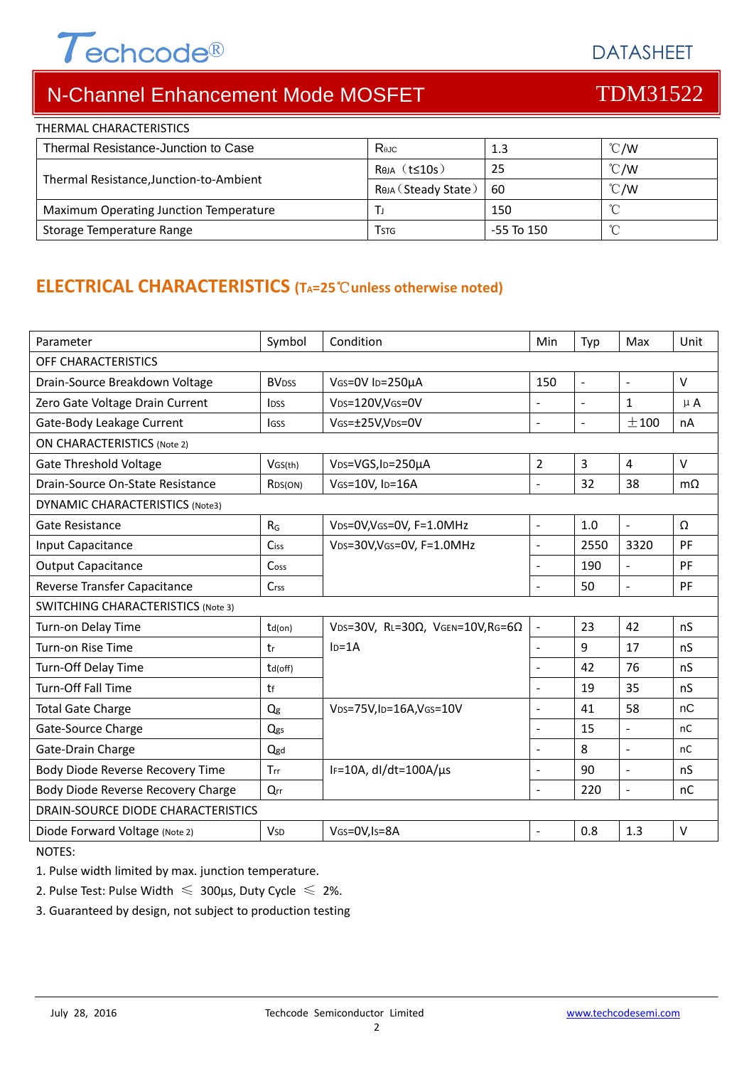# N-Channel Enhancement Mode MOSFET — TDM31522

THERMAL CHARACTERISTICS

| | | | |
|---|---|---|---|
| Thermal Resistance-Junction to Case | $R_{\theta JC}$ | 1.3 | ℃/W |
| Thermal Resistance,Junction-to-Ambient | $R_{\theta JA}$（t≤10s） | 25 | ℃/W |
| | $R_{\theta JA}$（Steady State） | 60 | ℃/W |
| Maximum Operating Junction Temperature | $T_J$ | 150 | ℃ |
| Storage Temperature Range | $T_{STG}$ | -55 To 150 | ℃ |

## ELECTRICAL CHARACTERISTICS ($T_A$=25℃unless otherwise noted)

| Parameter | Symbol | Condition | Min | Typ | Max | Unit |
|---|---|---|---|---|---|---|
| OFF CHARACTERISTICS | | | | | | |
| Drain-Source Breakdown Voltage | $BV_{DSS}$ | $V_{GS}$=0V $I_D$=250µA | 150 | - | - | V |
| Zero Gate Voltage Drain Current | $I_{DSS}$ | $V_{DS}$=120V,$V_{GS}$=0V | - | - | 1 | µA |
| Gate-Body Leakage Current | $I_{GSS}$ | $V_{GS}$=±25V,$V_{DS}$=0V | - | - | ±100 | nA |
| ON CHARACTERISTICS (Note 2) | | | | | | |
| Gate Threshold Voltage | $V_{GS(th)}$ | $V_{DS}$=VGS,$I_D$=250µA | 2 | 3 | 4 | V |
| Drain-Source On-State Resistance | $R_{DS(ON)}$ | $V_{GS}$=10V, $I_D$=16A | - | 32 | 38 | mΩ |
| DYNAMIC CHARACTERISTICS (Note3) | | | | | | |
| Gate Resistance | $R_G$ | $V_{DS}$=0V,$V_{GS}$=0V, F=1.0MHz | - | 1.0 | - | Ω |
| Input Capacitance | $C_{iss}$ | $V_{DS}$=30V,$V_{GS}$=0V, F=1.0MHz | - | 2550 | 3320 | PF |
| Output Capacitance | $C_{oss}$ | | - | 190 | - | PF |
| Reverse Transfer Capacitance | $C_{rss}$ | | - | 50 | - | PF |
| SWITCHING CHARACTERISTICS (Note 3) | | | | | | |
| Turn-on Delay Time | $t_{d(on)}$ | $V_{DS}$=30V, $R_L$=30Ω, $V_{GEN}$=10V,$R_G$=6Ω $I_D$=1A | - | 23 | 42 | nS |
| Turn-on Rise Time | $t_r$ | | - | 9 | 17 | nS |
| Turn-Off Delay Time | $t_{d(off)}$ | | - | 42 | 76 | nS |
| Turn-Off Fall Time | $t_f$ | | - | 19 | 35 | nS |
| Total Gate Charge | $Q_g$ | $V_{DS}$=75V,$I_D$=16A,$V_{GS}$=10V | - | 41 | 58 | nC |
| Gate-Source Charge | $Q_{gs}$ | | - | 15 | - | nC |
| Gate-Drain Charge | $Q_{gd}$ | | - | 8 | - | nC |
| Body Diode Reverse Recovery Time | $T_{rr}$ | $I_F$=10A, dI/dt=100A/µs | - | 90 | - | nS |
| Body Diode Reverse Recovery Charge | $Q_{rr}$ | | - | 220 | - | nC |
| DRAIN-SOURCE DIODE CHARACTERISTICS | | | | | | |
| Diode Forward Voltage (Note 2) | $V_{SD}$ | $V_{GS}$=0V,$I_S$=8A | - | 0.8 | 1.3 | V |

NOTES:

1. Pulse width limited by max. junction temperature.
2. Pulse Test: Pulse Width ≤ 300µs, Duty Cycle ≤ 2%.
3. Guaranteed by design, not subject to production testing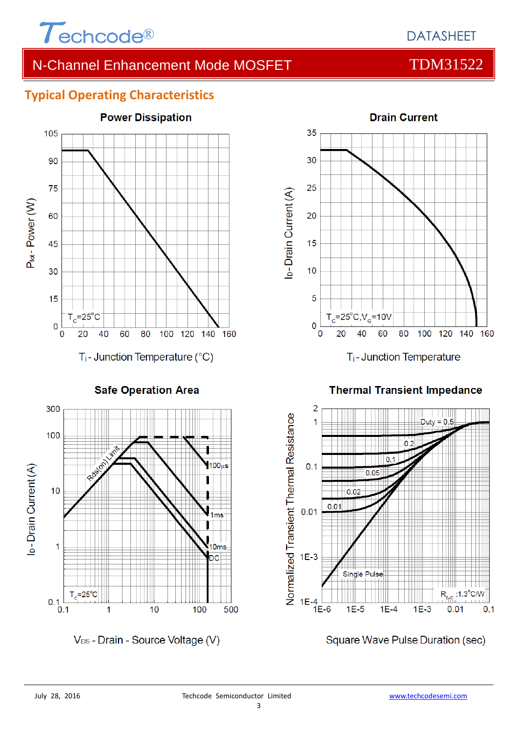## Typical Operating Characteristics

### Power Dissipation

$P_{tot}$ - Power (W)

$T_C$=25°C

$T_j$ - Junction Temperature (°C)

### Drain Current

$I_D$ - Drain Current (A)

$T_C$=25°C, $V_G$=10V

$T_j$ - Junction Temperature

### Safe Operation Area

$I_D$ - Drain Current (A)

Rds(on) Limit

100μs

1ms

10ms

DC

$T_C$=25°C

$V_{DS}$ - Drain - Source Voltage (V)

### Thermal Transient Impedance

Normalized Transient Thermal Resistance

Duty = 0.5

0.2

0.1

0.05

0.02

0.01

Single Pulse

$R_{\theta JC}$ :1.3°C/W

Square Wave Pulse Duration (sec)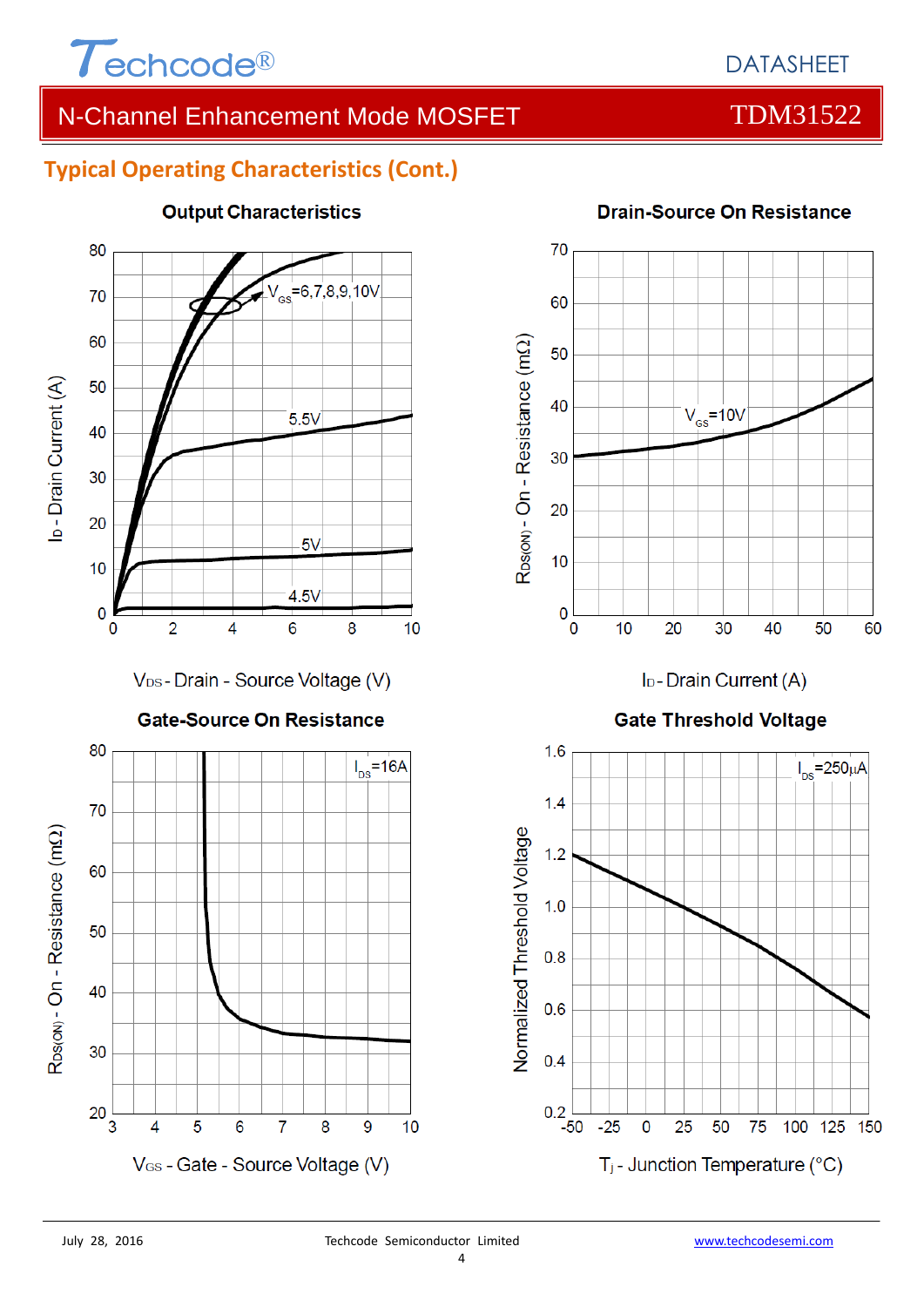## Typical Operating Characteristics (Cont.)

### Output Characteristics

$V_{GS}$=6,7,8,9,10V

5.5V

5V

4.5V

$I_D$ - Drain Current (A)

$V_{DS}$ - Drain - Source Voltage (V)

### Drain-Source On Resistance

$V_{GS}$=10V

$R_{DS(ON)}$ - On - Resistance (mΩ)

$I_D$ - Drain Current (A)

### Gate-Source On Resistance

$I_{DS}$=16A

$R_{DS(ON)}$ - On - Resistance (mΩ)

$V_{GS}$ - Gate - Source Voltage (V)

### Gate Threshold Voltage

$I_{DS}$=250μA

Normalized Threshold Voltage

$T_j$ - Junction Temperature (°C)

July 28, 2016 Techcode Semiconductor Limited www.techcodesemi.com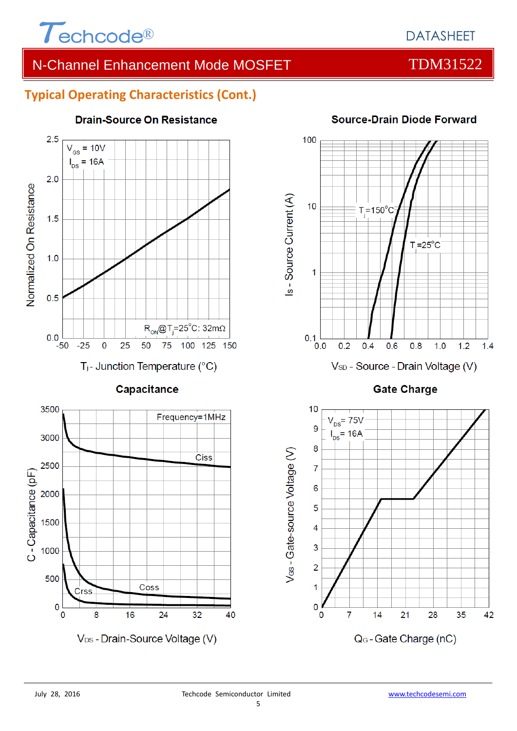## Typical Operating Characteristics (Cont.)

### Drain-Source On Resistance

$V_{GS}$ = 10V
$I_{DS}$ = 16A

$R_{ON}$@$T_j$=25°C: 32mΩ

Normalized On Resistance

$T_j$ - Junction Temperature (°C)

### Source-Drain Diode Forward

$T_j$=150°C

$T_j$=25°C

Is - Source Current (A)

$V_{SD}$ - Source - Drain Voltage (V)

### Capacitance

Frequency=1MHz

Ciss

Coss

Crss

C - Capacitance (pF)

$V_{DS}$ - Drain-Source Voltage (V)

### Gate Charge

$V_{DS}$= 75V
$I_{DS}$= 16A

$V_{GS}$ - Gate-source Voltage (V)

$Q_G$ - Gate Charge (nC)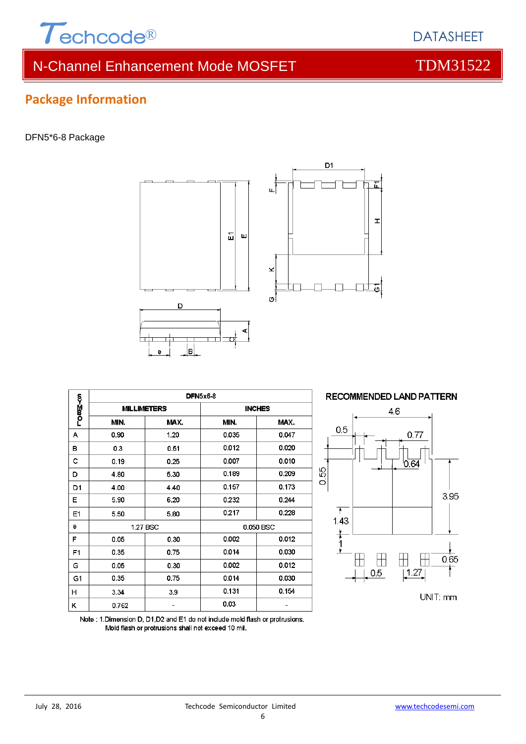## Package Information

DFN5*6-8 Package

| SYMBOL | DFN5x6-8 | | | |
|---|---|---|---|---|
| | MILLIMETERS | | INCHES | |
| | MIN. | MAX. | MIN. | MAX. |
| A | 0.90 | 1.20 | 0.035 | 0.047 |
| B | 0.3 | 0.51 | 0.012 | 0.020 |
| C | 0.19 | 0.25 | 0.007 | 0.010 |
| D | 4.80 | 5.30 | 0.189 | 0.209 |
| D1 | 4.00 | 4.40 | 0.157 | 0.173 |
| E | 5.90 | 6.20 | 0.232 | 0.244 |
| E1 | 5.50 | 5.80 | 0.217 | 0.228 |
| e | 1.27 BSC | | 0.050 BSC | |
| F | 0.05 | 0.30 | 0.002 | 0.012 |
| F1 | 0.35 | 0.75 | 0.014 | 0.030 |
| G | 0.05 | 0.30 | 0.002 | 0.012 |
| G1 | 0.35 | 0.75 | 0.014 | 0.030 |
| H | 3.34 | 3.9 | 0.131 | 0.154 |
| K | 0.762 | - | 0.03 | - |

Note : 1.Dimension D, D1,D2 and E1 do not include mold flash or protrusions.
Mold flash or protrusions shall not exceed 10 mil.

RECOMMENDED LAND PATTERN

UNIT: mm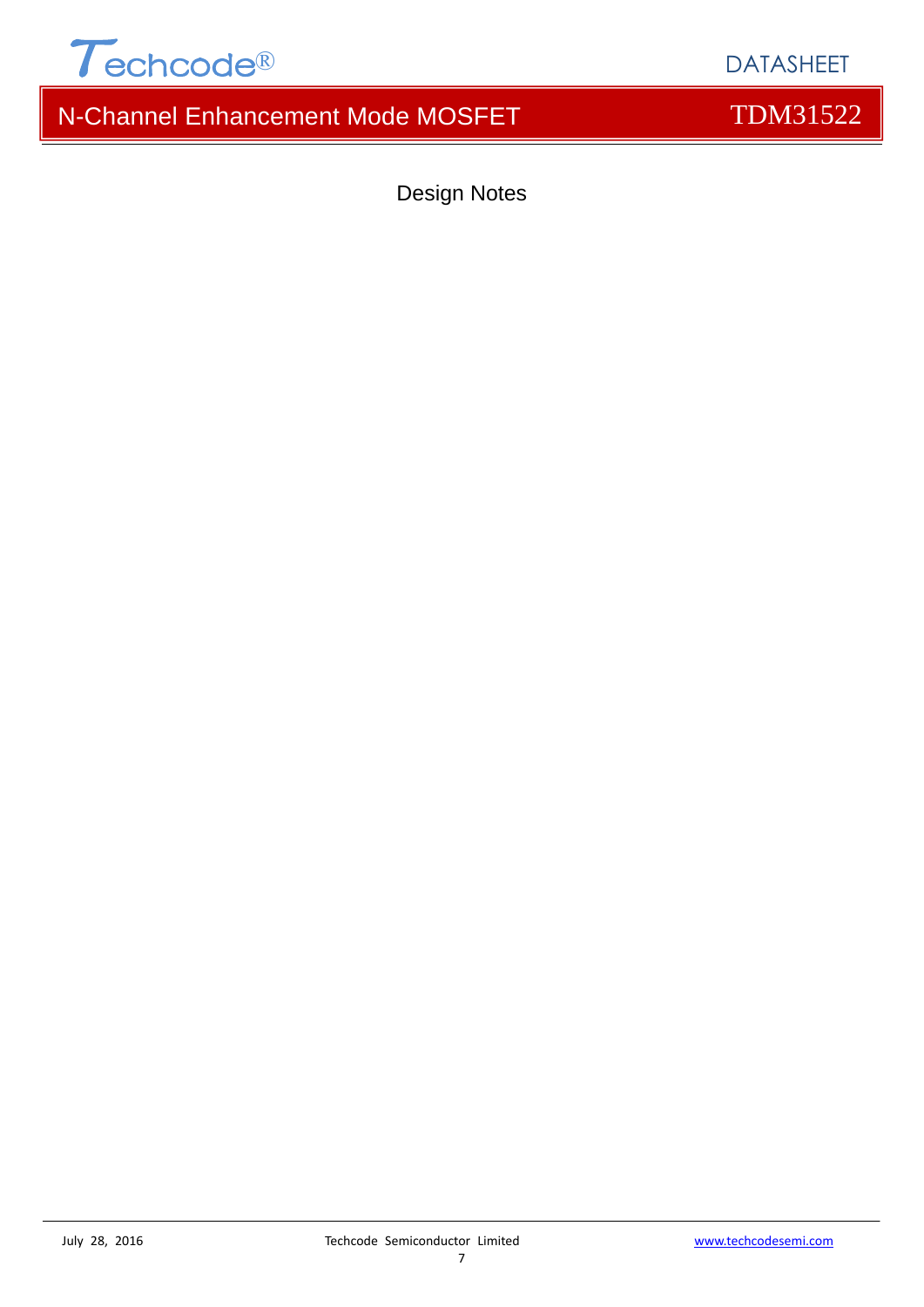## Design Notes